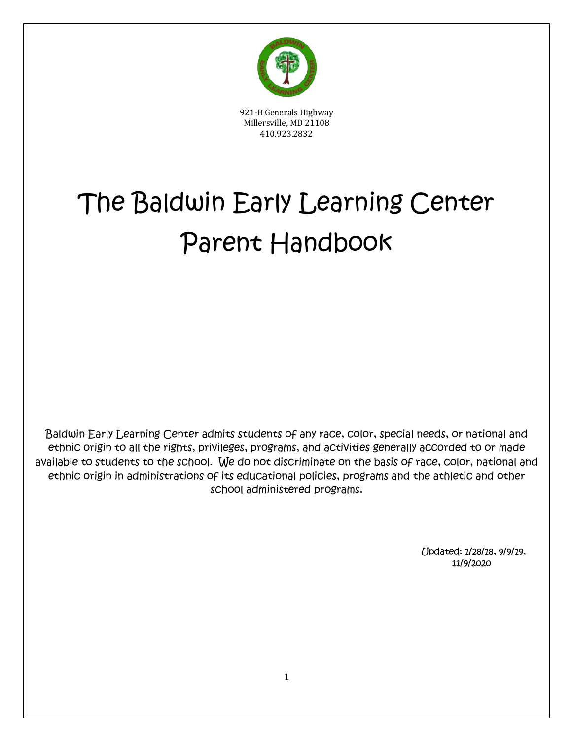921-B Generals Highway
Millersville, MD 21108
410.923.2832

# The Baldwin Early Learning Center Parent Handbook

Baldwin Early Learning Center admits students of any race, color, special needs, or national and ethnic origin to all the rights, privileges, programs, and activities generally accorded to or made available to students to the school. We do not discriminate on the basis of race, color, national and ethnic origin in administrations of its educational policies, programs and the athletic and other school administered programs.

Updated: 1/28/18, 9/9/19, 11/9/2020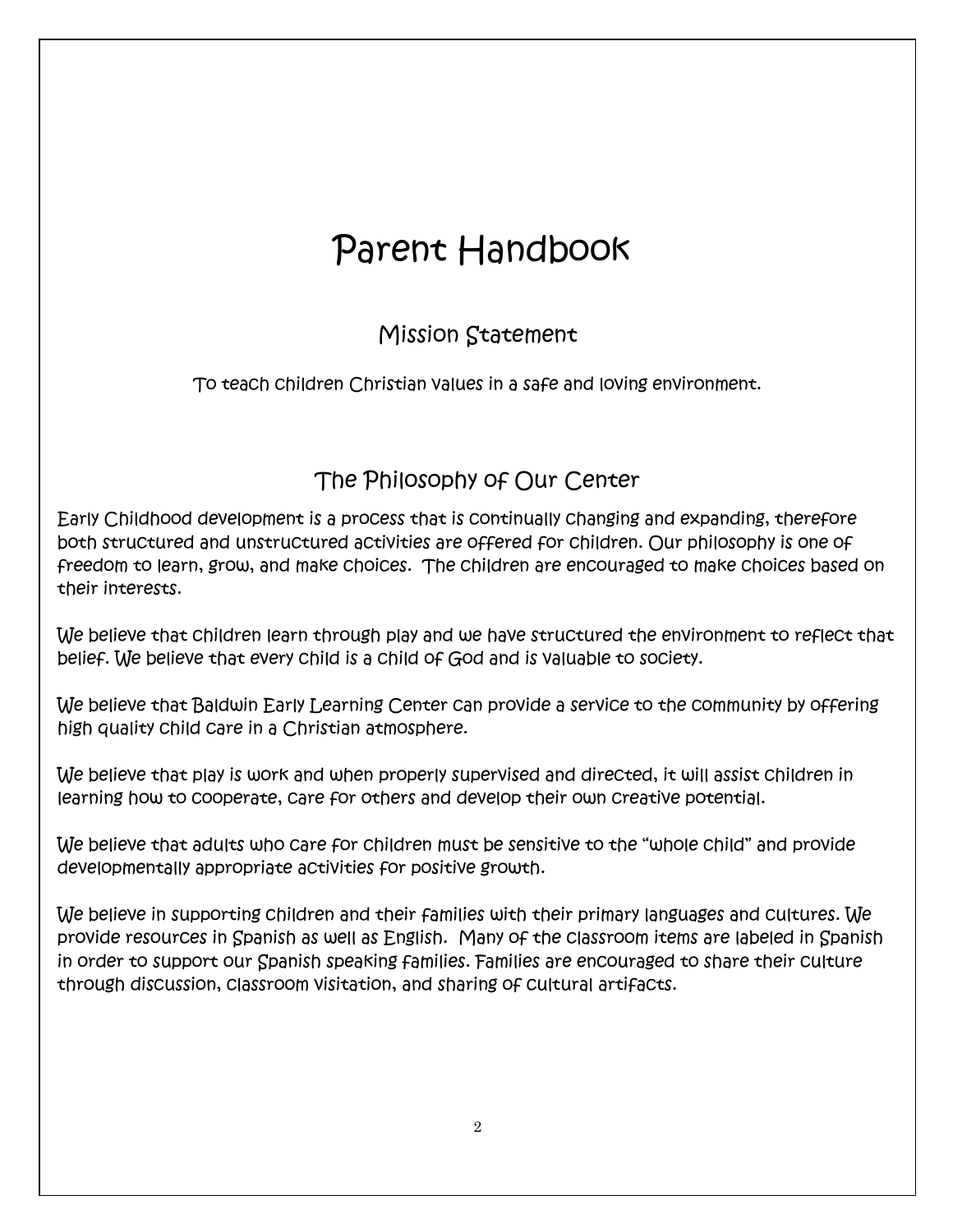# Parent Handbook

## Mission Statement

To teach children Christian values in a safe and loving environment.

## The Philosophy of Our Center

Early Childhood development is a process that is continually changing and expanding, therefore both structured and unstructured activities are offered for children. Our philosophy is one of freedom to learn, grow, and make choices. The children are encouraged to make choices based on their interests.

We believe that children learn through play and we have structured the environment to reflect that belief. We believe that every child is a child of God and is valuable to society.

We believe that Baldwin Early Learning Center can provide a service to the community by offering high quality child care in a Christian atmosphere.

We believe that play is work and when properly supervised and directed, it will assist children in learning how to cooperate, care for others and develop their own creative potential.

We believe that adults who care for children must be sensitive to the "whole child" and provide developmentally appropriate activities for positive growth.

We believe in supporting children and their families with their primary languages and cultures. We provide resources in Spanish as well as English. Many of the classroom items are labeled in Spanish in order to support our Spanish speaking families. Families are encouraged to share their culture through discussion, classroom visitation, and sharing of cultural artifacts.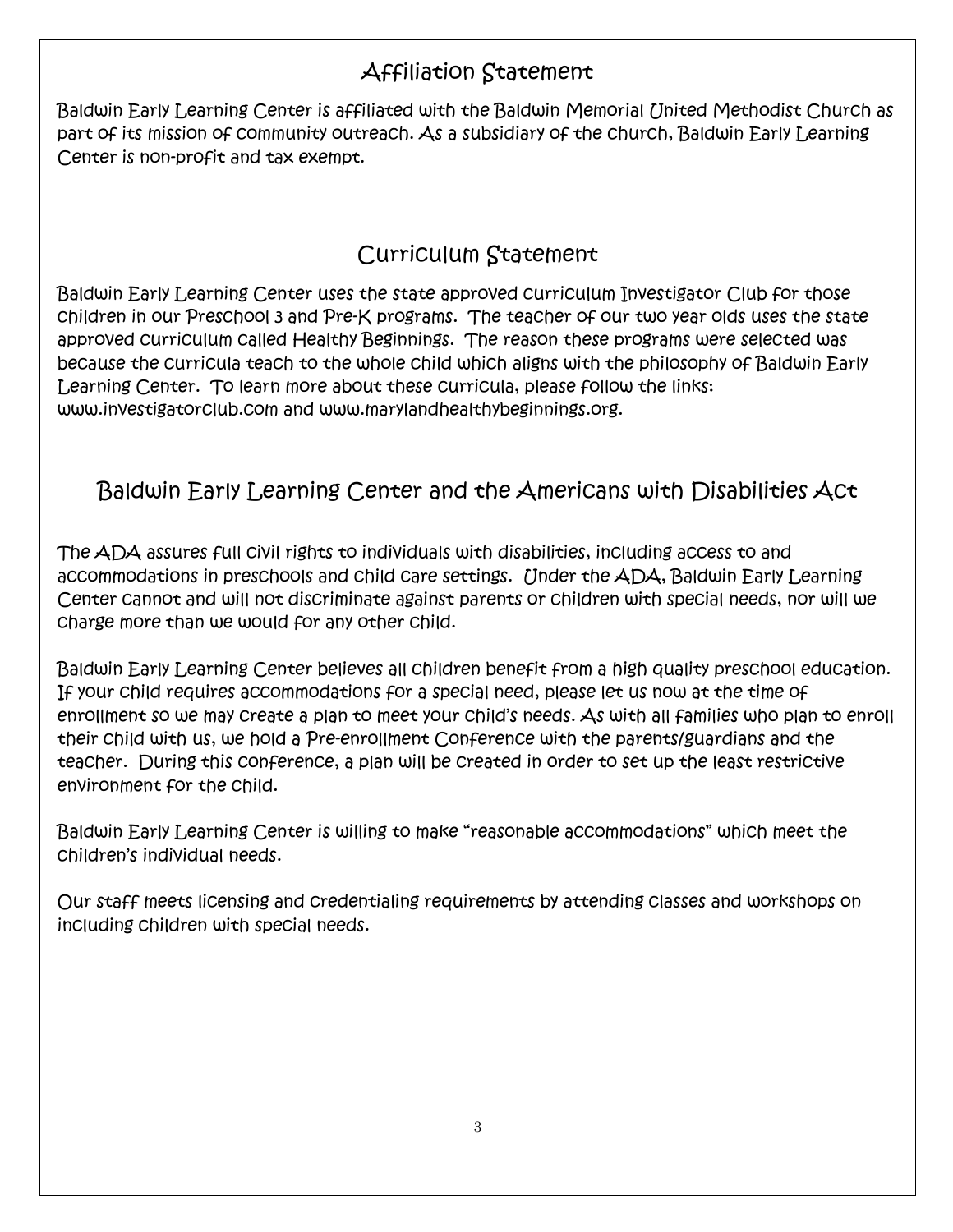## Affiliation Statement

Baldwin Early Learning Center is affiliated with the Baldwin Memorial United Methodist Church as part of its mission of community outreach. As a subsidiary of the church, Baldwin Early Learning Center is non-profit and tax exempt.

## Curriculum Statement

Baldwin Early Learning Center uses the state approved curriculum Investigator Club for those children in our Preschool 3 and Pre-K programs. The teacher of our two year olds uses the state approved curriculum called Healthy Beginnings. The reason these programs were selected was because the curricula teach to the whole child which aligns with the philosophy of Baldwin Early Learning Center. To learn more about these curricula, please follow the links: www.investigatorclub.com and www.marylandhealthybeginnings.org.

## Baldwin Early Learning Center and the Americans with Disabilities Act

The ADA assures full civil rights to individuals with disabilities, including access to and accommodations in preschools and child care settings. Under the ADA, Baldwin Early Learning Center cannot and will not discriminate against parents or children with special needs, nor will we charge more than we would for any other child.

Baldwin Early Learning Center believes all children benefit from a high quality preschool education. If your child requires accommodations for a special need, please let us now at the time of enrollment so we may create a plan to meet your child's needs. As with all families who plan to enroll their child with us, we hold a Pre-enrollment Conference with the parents/guardians and the teacher. During this conference, a plan will be created in order to set up the least restrictive environment for the child.

Baldwin Early Learning Center is willing to make "reasonable accommodations" which meet the children's individual needs.

Our staff meets licensing and credentialing requirements by attending classes and workshops on including children with special needs.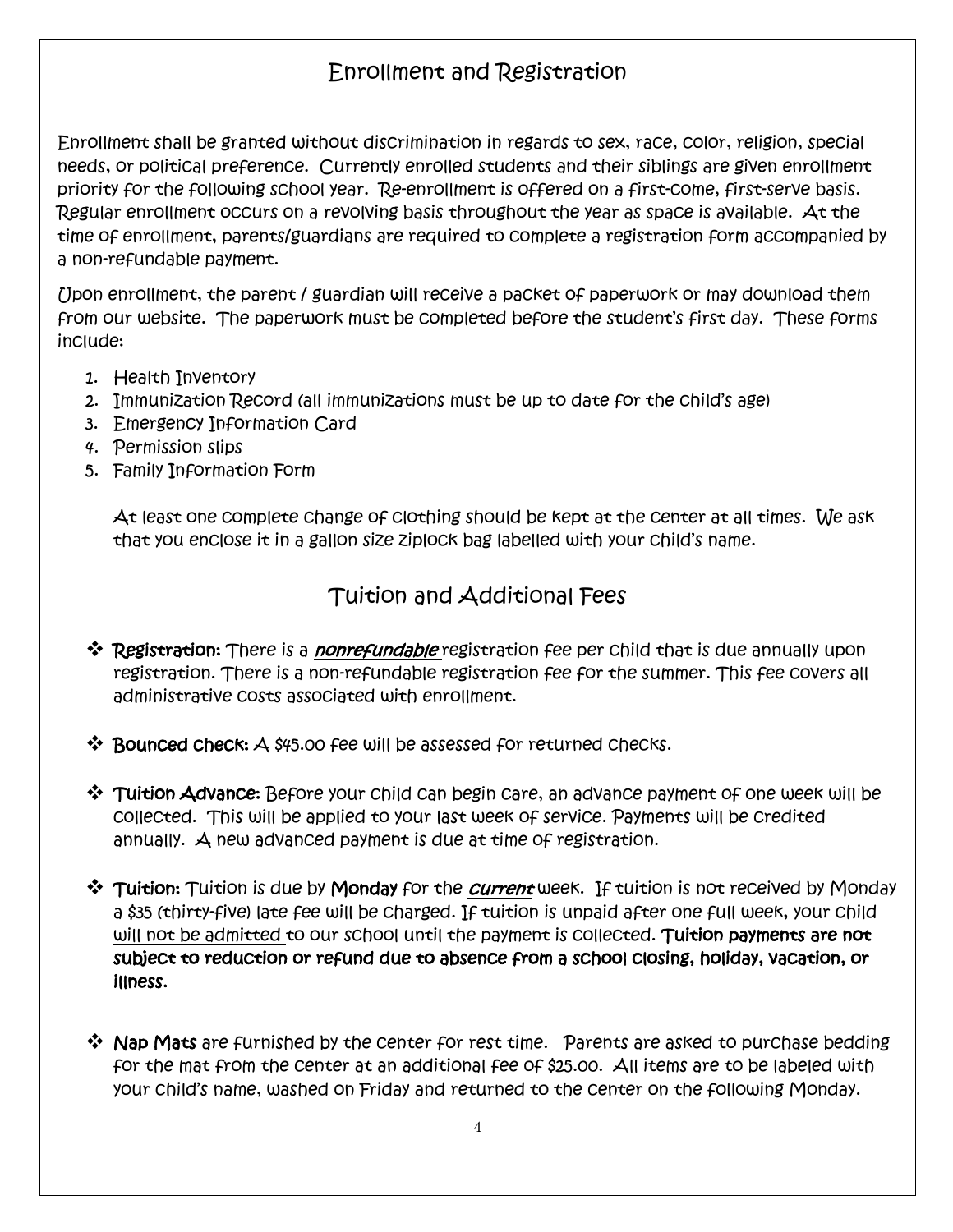## Enrollment and Registration

Enrollment shall be granted without discrimination in regards to sex, race, color, religion, special needs, or political preference. Currently enrolled students and their siblings are given enrollment priority for the following school year. Re-enrollment is offered on a first-come, first-serve basis. Regular enrollment occurs on a revolving basis throughout the year as space is available. At the time of enrollment, parents/guardians are required to complete a registration form accompanied by a non-refundable payment.

Upon enrollment, the parent / guardian will receive a packet of paperwork or may download them from our website. The paperwork must be completed before the student's first day. These forms include:

1. Health Inventory
2. Immunization Record (all immunizations must be up to date for the child's age)
3. Emergency Information Card
4. Permission slips
5. Family Information Form

At least one complete change of clothing should be kept at the center at all times. We ask that you enclose it in a gallon size ziplock bag labelled with your child's name.

## Tuition and Additional Fees

- **Registration:** There is a ***nonrefundable*** registration fee per child that is due annually upon registration. There is a non-refundable registration fee for the summer. This fee covers all administrative costs associated with enrollment.

- **Bounced check:** A $45.00 fee will be assessed for returned checks.

- **Tuition Advance:** Before your child can begin care, an advance payment of one week will be collected. This will be applied to your last week of service. Payments will be credited annually. A new advanced payment is due at time of registration.

- **Tuition:** Tuition is due by **Monday** for the ***current*** week. If tuition is not received by Monday a $35 (thirty-five) late fee will be charged. If tuition is unpaid after one full week, your child <u>will not be admitted</u> to our school until the payment is collected. **Tuition payments are not subject to reduction or refund due to absence from a school closing, holiday, vacation, or illness.**

- **Nap Mats** are furnished by the center for rest time. Parents are asked to purchase bedding for the mat from the center at an additional fee of $25.00. All items are to be labeled with your child's name, washed on Friday and returned to the center on the following Monday.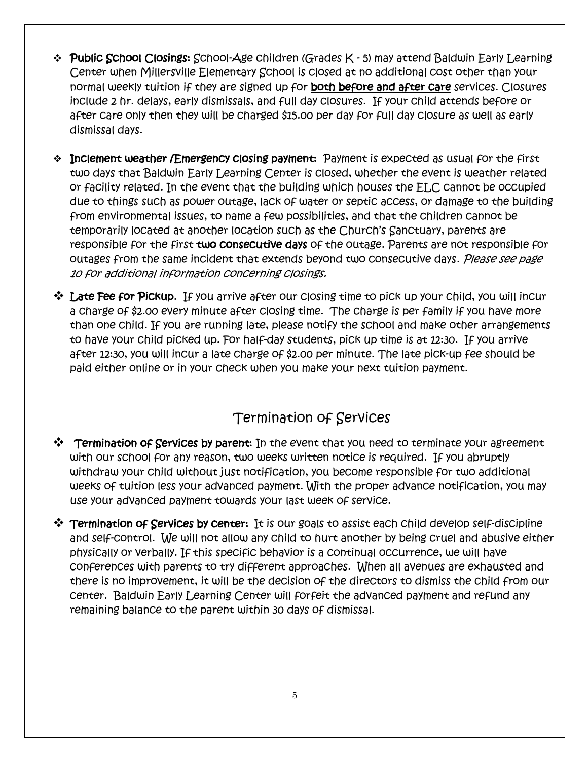- **Public School Closings:** School-Age children (Grades K - 5) may attend Baldwin Early Learning Center when Millersville Elementary School is closed at no additional cost other than your normal weekly tuition if they are signed up for **<u>both before and after care</u>** *services*. *Closures include 2 hr. delays, early dismissals, and full day closures.* If your child attends before or after care only then they will be charged $15.00 per day for full day closure as well as early dismissal days.

- **Inclement weather /Emergency closing payment:** Payment is expected as usual for the first two days that Baldwin Early Learning Center is closed, whether the event is weather related or facility related. In the event that the building which houses the ELC cannot be occupied due to things such as power outage, lack of water or septic access, or damage to the building from environmental issues, to name a few possibilities, and that the children cannot be temporarily located at another location such as the Church's Sanctuary, parents are responsible for the first **two consecutive days** of the outage. Parents are not responsible for outages from the same incident that extends beyond two consecutive days. *Please see page 10 for additional information concerning closings.*

- **Late Fee for Pickup**. If you arrive after our closing time to pick up your child, you will incur a charge of $2.00 every minute after closing time. The charge is per family if you have more than one child. If you are running late, please notify the school and make other arrangements to have your child picked up. For half-day students, pick up time is at 12:30. If you arrive after 12:30, you will incur a late charge of $2.00 per minute. The late pick-up fee should be paid either online or in your check when you make your next tuition payment.

## Termination of Services

- **Termination of Services by parent**: In the event that you need to terminate your agreement with our school for any reason, two weeks written notice is required. If you abruptly withdraw your child without just notification, you become responsible for two additional weeks of tuition less your advanced payment. With the proper advance notification, you may use your advanced payment towards your last week of service.

- **Termination of Services by center:** It is our goals to assist each child develop self-discipline and self-control. We will not allow any child to hurt another by being cruel and abusive either physically or verbally. If this specific behavior is a continual occurrence, we will have conferences with parents to try different approaches. When all avenues are exhausted and there is no improvement, it will be the decision of the directors to dismiss the child from our center. Baldwin Early Learning Center will forfeit the advanced payment and refund any remaining balance to the parent within 30 days of dismissal.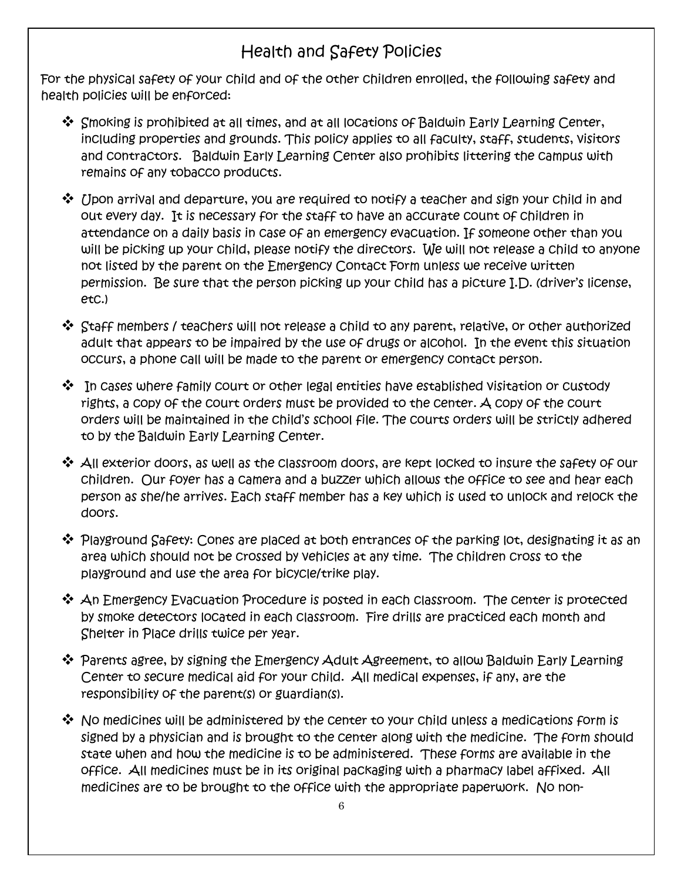# Health and Safety Policies

For the physical safety of your child and of the other children enrolled, the following safety and health policies will be enforced:

- Smoking is prohibited at all times, and at all locations of Baldwin Early Learning Center, including properties and grounds. This policy applies to all faculty, staff, students, visitors and contractors. Baldwin Early Learning Center also prohibits littering the campus with remains of any tobacco products.
- Upon arrival and departure, you are required to notify a teacher and sign your child in and out every day. It is necessary for the staff to have an accurate count of children in attendance on a daily basis in case of an emergency evacuation. If someone other than you will be picking up your child, please notify the directors. We will not release a child to anyone not listed by the parent on the Emergency Contact Form unless we receive written permission. Be sure that the person picking up your child has a picture I.D. (driver's license, etc.)
- Staff members / teachers will not release a child to any parent, relative, or other authorized adult that appears to be impaired by the use of drugs or alcohol. In the event this situation occurs, a phone call will be made to the parent or emergency contact person.
- In cases where family court or other legal entities have established visitation or custody rights, a copy of the court orders must be provided to the center. A copy of the court orders will be maintained in the child's school file. The courts orders will be strictly adhered to by the Baldwin Early Learning Center.
- All exterior doors, as well as the classroom doors, are kept locked to insure the safety of our children. Our foyer has a camera and a buzzer which allows the office to see and hear each person as she/he arrives. Each staff member has a key which is used to unlock and relock the doors.
- Playground Safety: Cones are placed at both entrances of the parking lot, designating it as an area which should not be crossed by vehicles at any time. The children cross to the playground and use the area for bicycle/trike play.
- An Emergency Evacuation Procedure is posted in each classroom. The center is protected by smoke detectors located in each classroom. Fire drills are practiced each month and Shelter in Place drills twice per year.
- Parents agree, by signing the Emergency Adult Agreement, to allow Baldwin Early Learning Center to secure medical aid for your child. All medical expenses, if any, are the responsibility of the parent(s) or guardian(s).
- No medicines will be administered by the center to your child unless a medications form is signed by a physician and is brought to the center along with the medicine. The form should state when and how the medicine is to be administered. These forms are available in the office. All medicines must be in its original packaging with a pharmacy label affixed. All medicines are to be brought to the office with the appropriate paperwork. No non-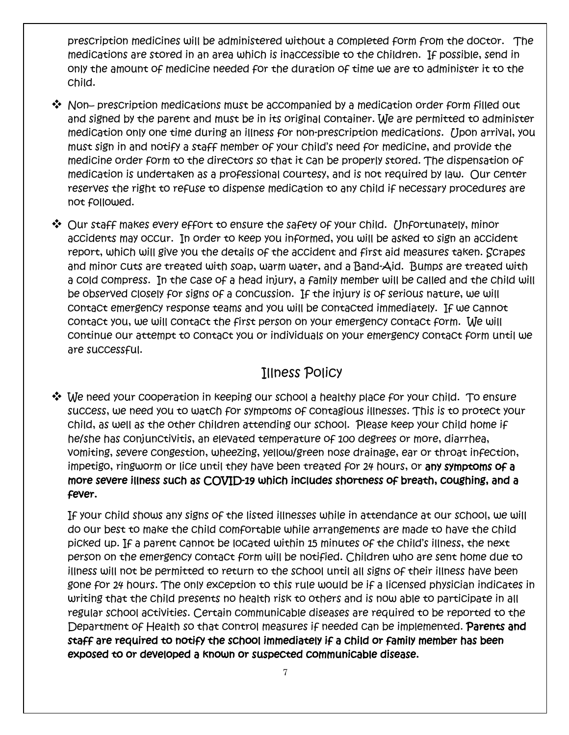prescription medicines will be administered without a completed form from the doctor. The medications are stored in an area which is inaccessible to the children. If possible, send in only the amount of medicine needed for the duration of time we are to administer it to the child.

- Non– prescription medications must be accompanied by a medication order form filled out and signed by the parent and must be in its original container. We are permitted to administer medication only one time during an illness for non-prescription medications. Upon arrival, you must sign in and notify a staff member of your child's need for medicine, and provide the medicine order form to the directors so that it can be properly stored. The dispensation of medication is undertaken as a professional courtesy, and is not required by law. Our center reserves the right to refuse to dispense medication to any child if necessary procedures are not followed.
- Our staff makes every effort to ensure the safety of your child. Unfortunately, minor accidents may occur. In order to keep you informed, you will be asked to sign an accident report, which will give you the details of the accident and first aid measures taken. Scrapes and minor cuts are treated with soap, warm water, and a Band-Aid. Bumps are treated with a cold compress. In the case of a head injury, a family member will be called and the child will be observed closely for signs of a concussion. If the injury is of serious nature, we will contact emergency response teams and you will be contacted immediately. If we cannot contact you, we will contact the first person on your emergency contact form. We will continue our attempt to contact you or individuals on your emergency contact form until we are successful.

## Illness Policy

- We need your cooperation in keeping our school a healthy place for your child. To ensure success, we need you to watch for symptoms of contagious illnesses. This is to protect your child, as well as the other children attending our school. Please keep your child home if he/she has conjunctivitis, an elevated temperature of 100 degrees or more, diarrhea, vomiting, severe congestion, wheezing, yellow/green nose drainage, ear or throat infection, impetigo, ringworm or lice until they have been treated for 24 hours, or **any symptoms of a more severe illness such as COVID-19 which includes shortness of breath, coughing, and a fever.**

  If your child shows any signs of the listed illnesses while in attendance at our school, we will do our best to make the child comfortable while arrangements are made to have the child picked up. If a parent cannot be located within 15 minutes of the child's illness, the next person on the emergency contact form will be notified. Children who are sent home due to illness will not be permitted to return to the school until all signs of their illness have been gone for 24 hours. The only exception to this rule would be if a licensed physician indicates in writing that the child presents no health risk to others and is now able to participate in all regular school activities. Certain communicable diseases are required to be reported to the Department of Health so that control measures if needed can be implemented. **Parents and staff are required to notify the school immediately if a child or family member has been exposed to or developed a known or suspected communicable disease.**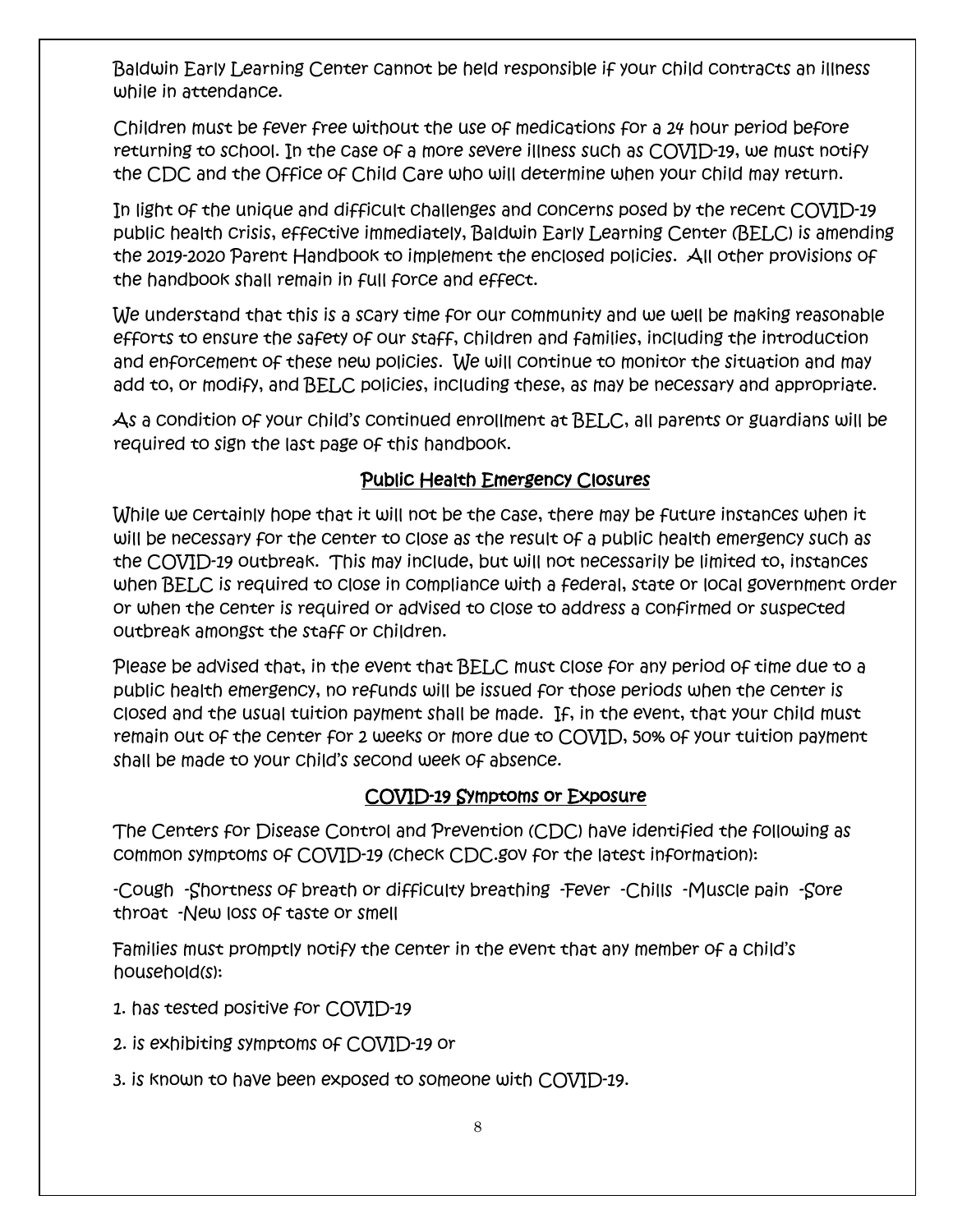Baldwin Early Learning Center cannot be held responsible if your child contracts an illness while in attendance.

Children must be fever free without the use of medications for a 24 hour period before returning to school. In the case of a more severe illness such as COVID-19, we must notify the CDC and the Office of Child Care who will determine when your child may return.

In light of the unique and difficult challenges and concerns posed by the recent COVID-19 public health crisis, effective immediately, Baldwin Early Learning Center (BELC) is amending the 2019-2020 Parent Handbook to implement the enclosed policies. All other provisions of the handbook shall remain in full force and effect.

We understand that this is a scary time for our community and we well be making reasonable efforts to ensure the safety of our staff, children and families, including the introduction and enforcement of these new policies. We will continue to monitor the situation and may add to, or modify, and BELC policies, including these, as may be necessary and appropriate.

As a condition of your child's continued enrollment at BELC, all parents or guardians will be required to sign the last page of this handbook.

## Public Health Emergency Closures

While we certainly hope that it will not be the case, there may be future instances when it will be necessary for the center to close as the result of a public health emergency such as the COVID-19 outbreak. This may include, but will not necessarily be limited to, instances when BELC is required to close in compliance with a federal, state or local government order or when the center is required or advised to close to address a confirmed or suspected outbreak amongst the staff or children.

Please be advised that, in the event that BELC must close for any period of time due to a public health emergency, no refunds will be issued for those periods when the center is closed and the usual tuition payment shall be made. If, in the event, that your child must remain out of the center for 2 weeks or more due to COVID, 50% of your tuition payment shall be made to your child's second week of absence.

## COVID-19 Symptoms or Exposure

The Centers for Disease Control and Prevention (CDC) have identified the following as common symptoms of COVID-19 (check CDC.gov for the latest information):

-Cough -Shortness of breath or difficulty breathing -Fever -Chills -Muscle pain -Sore throat -New loss of taste or smell

Families must promptly notify the center in the event that any member of a child's household(s):

1. has tested positive for COVID-19
2. is exhibiting symptoms of COVID-19 or
3. is known to have been exposed to someone with COVID-19.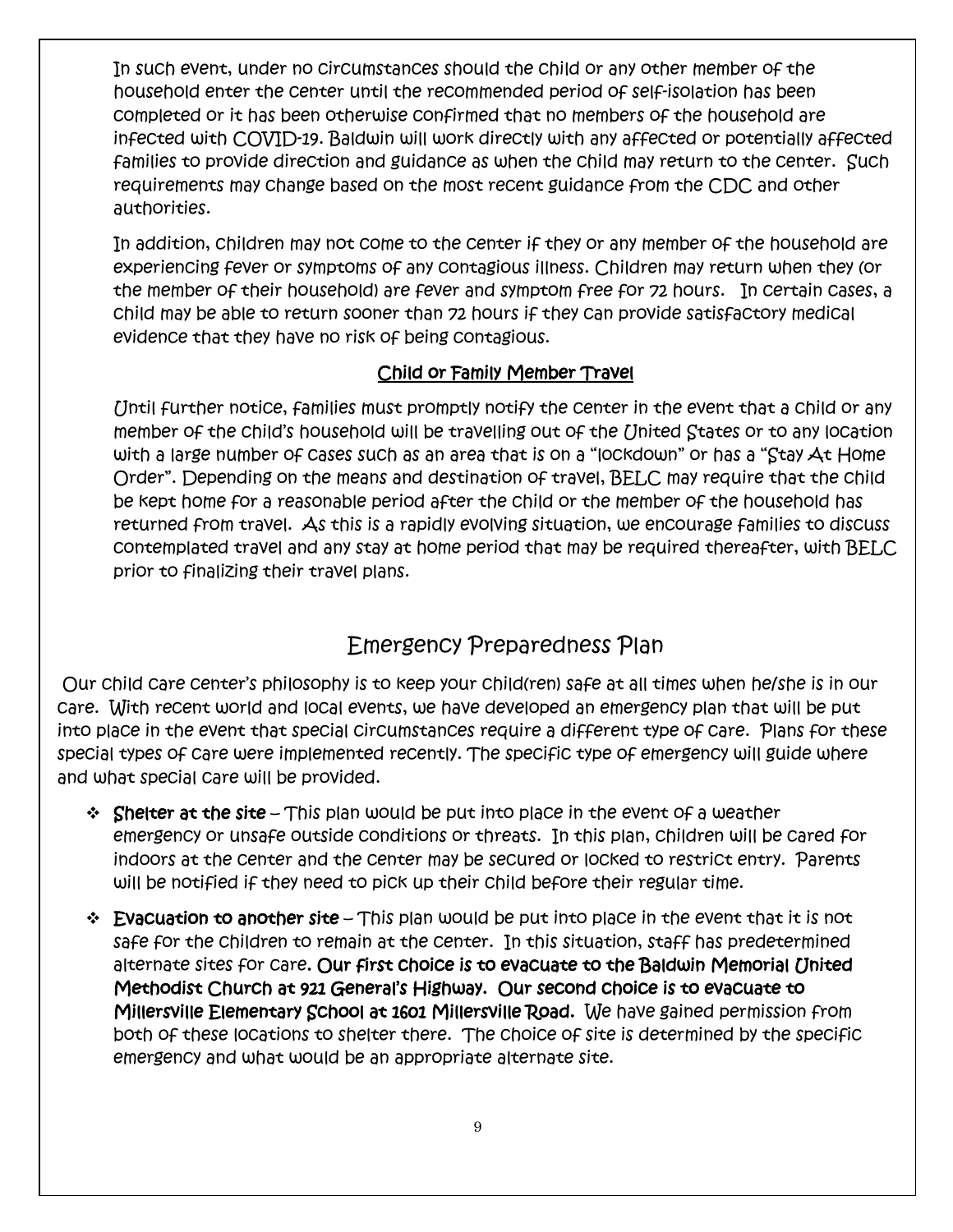In such event, under no circumstances should the child or any other member of the household enter the center until the recommended period of self-isolation has been completed or it has been otherwise confirmed that no members of the household are infected with COVID-19. Baldwin will work directly with any affected or potentially affected families to provide direction and guidance as when the child may return to the center. Such requirements may change based on the most recent guidance from the CDC and other authorities.

In addition, children may not come to the center if they or any member of the household are experiencing fever or symptoms of any contagious illness. Children may return when they (or the member of their household) are fever and symptom free for 72 hours. In certain cases, a child may be able to return sooner than 72 hours if they can provide satisfactory medical evidence that they have no risk of being contagious.

### Child or Family Member Travel

Until further notice, families must promptly notify the center in the event that a child or any member of the child's household will be travelling out of the United States or to any location with a large number of cases such as an area that is on a "lockdown" or has a "Stay At Home Order". Depending on the means and destination of travel, BELC may require that the child be kept home for a reasonable period after the child or the member of the household has returned from travel. As this is a rapidly evolving situation, we encourage families to discuss contemplated travel and any stay at home period that may be required thereafter, with BELC prior to finalizing their travel plans.

## Emergency Preparedness Plan

Our child care center's philosophy is to keep your child(ren) safe at all times when he/she is in our care. With recent world and local events, we have developed an emergency plan that will be put into place in the event that special circumstances require a different type of care. Plans for these special types of care were implemented recently. The specific type of emergency will guide where and what special care will be provided.

- **Shelter at the site** – This plan would be put into place in the event of a weather emergency or unsafe outside conditions or threats. In this plan, children will be cared for indoors at the center and the center may be secured or locked to restrict entry. Parents will be notified if they need to pick up their child before their regular time.
- **Evacuation to another site** – This plan would be put into place in the event that it is not safe for the children to remain at the center. In this situation, staff has predetermined alternate sites for care. **Our first choice is to evacuate to the Baldwin Memorial United Methodist Church at 921 General's Highway. Our second choice is to evacuate to Millersville Elementary School at 1601 Millersville Road.** We have gained permission from both of these locations to shelter there. The choice of site is determined by the specific emergency and what would be an appropriate alternate site.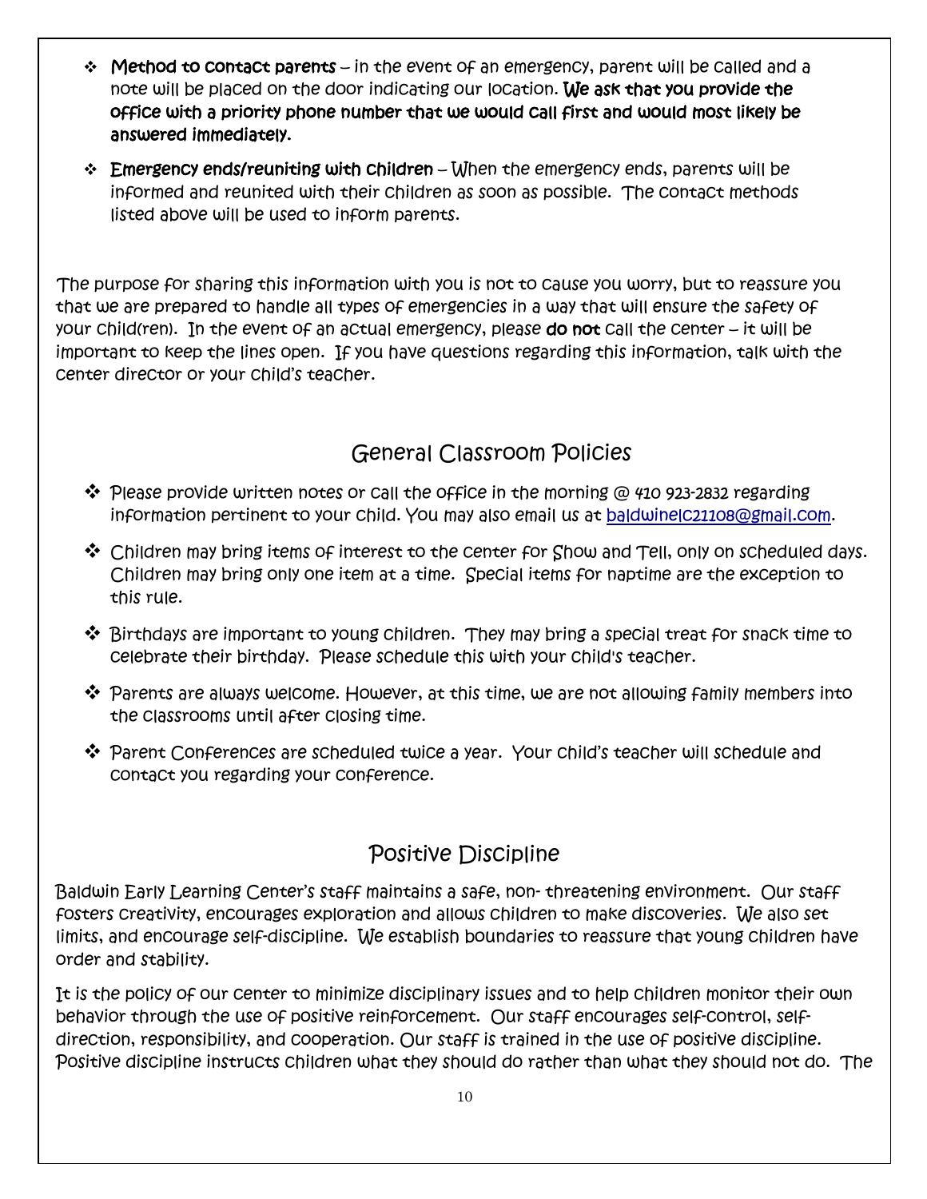- **Method to contact parents** – in the event of an emergency, parent will be called and a note will be placed on the door indicating our location. **We ask that you provide the office with a priority phone number that we would call first and would most likely be answered immediately.**
- **Emergency ends/reuniting with children** – When the emergency ends, parents will be informed and reunited with their children as soon as possible. The contact methods listed above will be used to inform parents.

The purpose for sharing this information with you is not to cause you worry, but to reassure you that we are prepared to handle all types of emergencies in a way that will ensure the safety of your child(ren). In the event of an actual emergency, please **do not** call the center – it will be important to keep the lines open. If you have questions regarding this information, talk with the center director or your child's teacher.

## General Classroom Policies

- Please provide written notes or call the office in the morning @ 410 923-2832 regarding information pertinent to your child. You may also email us at [baldwinelc21108@gmail.com](mailto:baldwinelc21108@gmail.com).
- Children may bring items of interest to the center for Show and Tell, only on scheduled days. Children may bring only one item at a time. Special items for naptime are the exception to this rule.
- Birthdays are important to young children. They may bring a special treat for snack time to celebrate their birthday. Please schedule this with your child's teacher.
- Parents are always welcome. However, at this time, we are not allowing family members into the classrooms until after closing time.
- Parent Conferences are scheduled twice a year. Your child's teacher will schedule and contact you regarding your conference.

## Positive Discipline

Baldwin Early Learning Center's staff maintains a safe, non- threatening environment. Our staff fosters creativity, encourages exploration and allows children to make discoveries. We also set limits, and encourage self-discipline. We establish boundaries to reassure that young children have order and stability.

It is the policy of our center to minimize disciplinary issues and to help children monitor their own behavior through the use of positive reinforcement. Our staff encourages self-control, self-direction, responsibility, and cooperation. Our staff is trained in the use of positive discipline. Positive discipline instructs children what they should do rather than what they should not do. The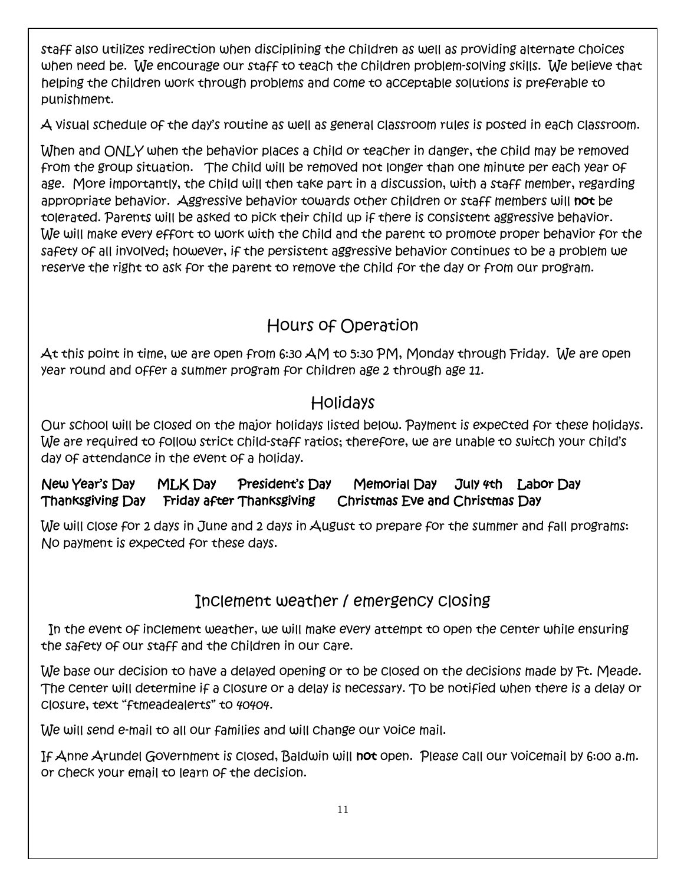staff also utilizes redirection when disciplining the children as well as providing alternate choices when need be. We encourage our staff to teach the children problem-solving skills. We believe that helping the children work through problems and come to acceptable solutions is preferable to punishment.

A visual schedule of the day's routine as well as general classroom rules is posted in each classroom.

When and ONLY when the behavior places a child or teacher in danger, the child may be removed from the group situation. The child will be removed not longer than one minute per each year of age. More importantly, the child will then take part in a discussion, with a staff member, regarding appropriate behavior. Aggressive behavior towards other children or staff members will **not** be tolerated. Parents will be asked to pick their child up if there is consistent aggressive behavior. We will make every effort to work with the child and the parent to promote proper behavior for the safety of all involved; however, if the persistent aggressive behavior continues to be a problem we reserve the right to ask for the parent to remove the child for the day or from our program.

## Hours of Operation

At this point in time, we are open from 6:30 AM to 5:30 PM, Monday through Friday. We are open year round and offer a summer program for children age 2 through age 11.

## Holidays

Our school will be closed on the major holidays listed below. Payment is expected for these holidays. We are required to follow strict child-staff ratios; therefore, we are unable to switch your child's day of attendance in the event of a holiday.

**New Year's Day MLK Day President's Day Memorial Day July 4th Labor Day Thanksgiving Day Friday after Thanksgiving Christmas Eve and Christmas Day**

We will close for 2 days in June and 2 days in August to prepare for the summer and fall programs: No payment is expected for these days.

## Inclement weather / emergency closing

In the event of inclement weather, we will make every attempt to open the center while ensuring the safety of our staff and the children in our care.

We base our decision to have a delayed opening or to be closed on the decisions made by Ft. Meade. The center will determine if a closure or a delay is necessary. To be notified when there is a delay or closure, text "ftmeadealerts" to 40404.

We will send e-mail to all our families and will change our voice mail.

If Anne Arundel Government is closed, Baldwin will **not** open. Please call our voicemail by 6:00 a.m. or check your email to learn of the decision.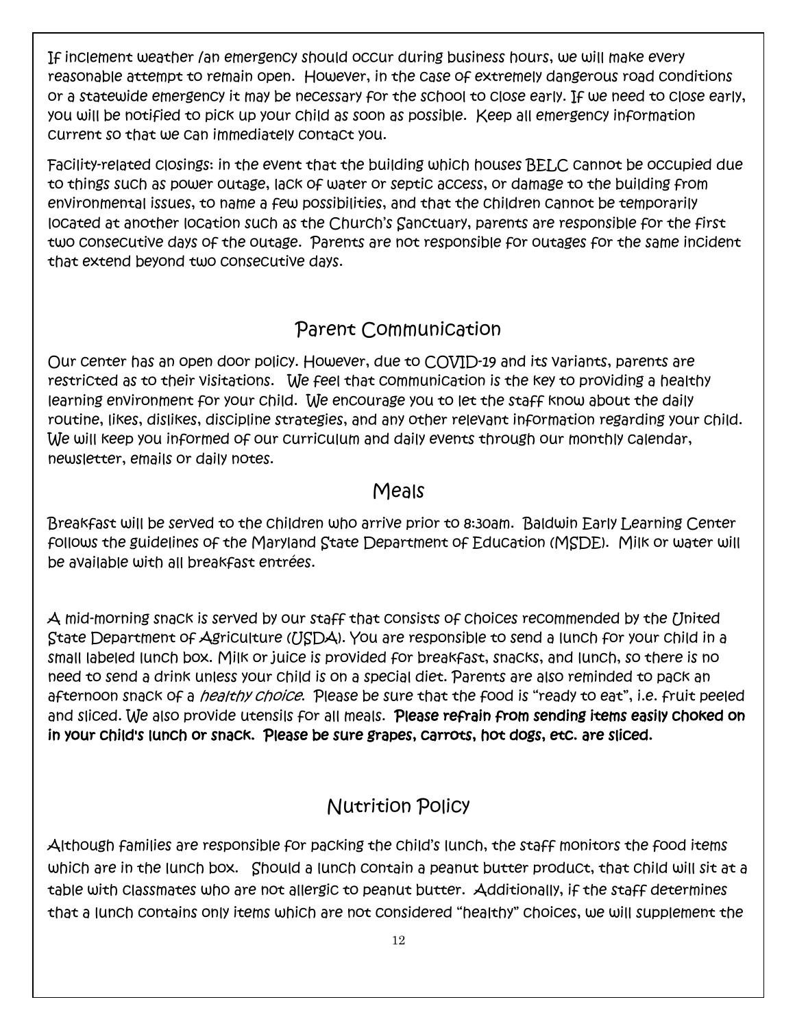If inclement weather /an emergency should occur during business hours, we will make every reasonable attempt to remain open. However, in the case of extremely dangerous road conditions or a statewide emergency it may be necessary for the school to close early. If we need to close early, you will be notified to pick up your child as soon as possible. Keep all emergency information current so that we can immediately contact you.

Facility-related closings: in the event that the building which houses BELC cannot be occupied due to things such as power outage, lack of water or septic access, or damage to the building from environmental issues, to name a few possibilities, and that the children cannot be temporarily located at another location such as the Church's Sanctuary, parents are responsible for the first two consecutive days of the outage. Parents are not responsible for outages for the same incident that extend beyond two consecutive days.

## Parent Communication

Our center has an open door policy. However, due to COVID-19 and its variants, parents are restricted as to their visitations. We feel that communication is the key to providing a healthy learning environment for your child. We encourage you to let the staff know about the daily routine, likes, dislikes, discipline strategies, and any other relevant information regarding your child. We will keep you informed of our curriculum and daily events through our monthly calendar, newsletter, emails or daily notes.

## Meals

Breakfast will be served to the children who arrive prior to 8:30am. Baldwin Early Learning Center follows the guidelines of the Maryland State Department of Education (MSDE). Milk or water will be available with all breakfast entrées.

A mid-morning snack is served by our staff that consists of choices recommended by the United State Department of Agriculture (USDA). You are responsible to send a lunch for your child in a small labeled lunch box. Milk or juice is provided for breakfast, snacks, and lunch, so there is no need to send a drink unless your child is on a special diet. Parents are also reminded to pack an afternoon snack of a *healthy choice*. Please be sure that the food is "ready to eat", i.e. fruit peeled and sliced. We also provide utensils for all meals. **Please refrain from sending items easily choked on in your child's lunch or snack. Please be sure grapes, carrots, hot dogs, etc. are sliced.**

## Nutrition Policy

Although families are responsible for packing the child's lunch, the staff monitors the food items which are in the lunch box. Should a lunch contain a peanut butter product, that child will sit at a table with classmates who are not allergic to peanut butter. Additionally, if the staff determines that a lunch contains only items which are not considered "healthy" choices, we will supplement the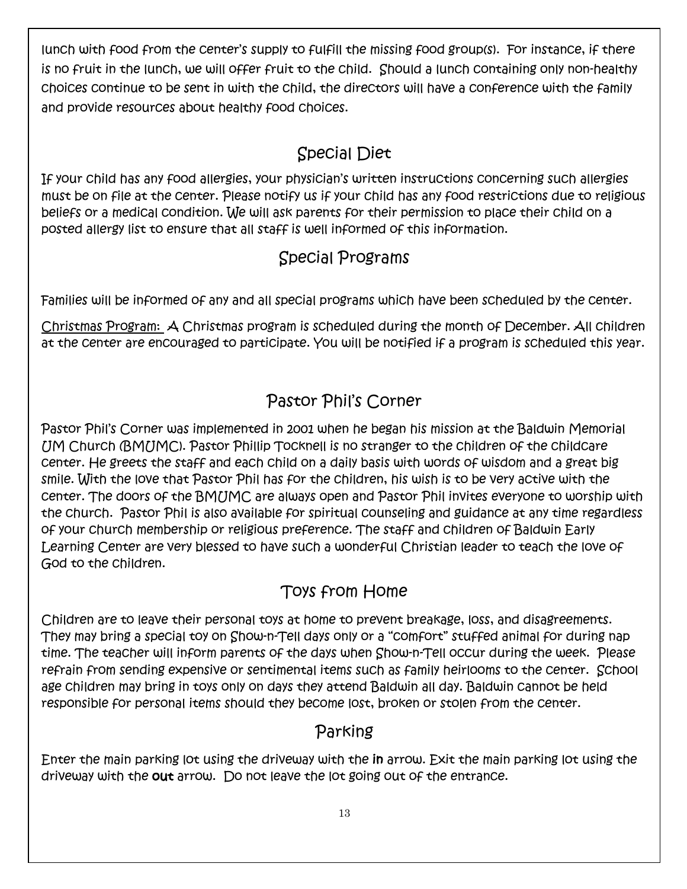lunch with food from the center's supply to fulfill the missing food group(s). For instance, if there is no fruit in the lunch, we will offer fruit to the child. Should a lunch containing only non-healthy choices continue to be sent in with the child, the directors will have a conference with the family and provide resources about healthy food choices.

## Special Diet

If your child has any food allergies, your physician's written instructions concerning such allergies must be on file at the center. Please notify us if your child has any food restrictions due to religious beliefs or a medical condition. We will ask parents for their permission to place their child on a posted allergy list to ensure that all staff is well informed of this information.

## Special Programs

Families will be informed of any and all special programs which have been scheduled by the center.

<u>Christmas Program:</u> A Christmas program is scheduled during the month of December. All children at the center are encouraged to participate. You will be notified if a program is scheduled this year.

## Pastor Phil's Corner

Pastor Phil's Corner was implemented in 2001 when he began his mission at the Baldwin Memorial UM Church (BMUMC). Pastor Phillip Tocknell is no stranger to the children of the childcare center. He greets the staff and each child on a daily basis with words of wisdom and a great big smile. With the love that Pastor Phil has for the children, his wish is to be very active with the center. The doors of the BMUMC are always open and Pastor Phil invites everyone to worship with the church. Pastor Phil is also available for spiritual counseling and guidance at any time regardless of your church membership or religious preference. The staff and children of Baldwin Early Learning Center are very blessed to have such a wonderful Christian leader to teach the love of God to the children.

## Toys from Home

Children are to leave their personal toys at home to prevent breakage, loss, and disagreements. They may bring a special toy on Show-n-Tell days only or a "comfort" stuffed animal for during nap time. The teacher will inform parents of the days when Show-n-Tell occur during the week. Please refrain from sending expensive or sentimental items such as family heirlooms to the center. School age children may bring in toys only on days they attend Baldwin all day. Baldwin cannot be held responsible for personal items should they become lost, broken or stolen from the center.

## Parking

Enter the main parking lot using the driveway with the **in** arrow. Exit the main parking lot using the driveway with the **out** arrow. Do not leave the lot going out of the entrance.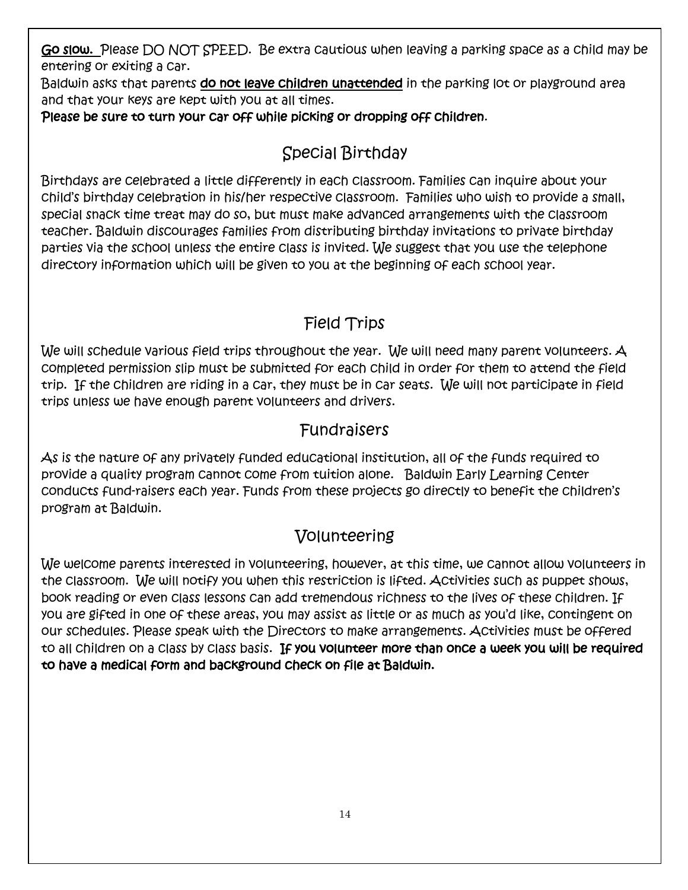**Go slow.** Please DO NOT SPEED. Be extra cautious when leaving a parking space as a child may be entering or exiting a car.

Baldwin asks that parents **do not leave children unattended** in the parking lot or playground area and that your keys are kept with you at all times.

**Please be sure to turn your car off while picking or dropping off children.**

## Special Birthday

Birthdays are celebrated a little differently in each classroom. Families can inquire about your child's birthday celebration in his/her respective classroom. Families who wish to provide a small, special snack time treat may do so, but must make advanced arrangements with the classroom teacher. Baldwin discourages families from distributing birthday invitations to private birthday parties via the school unless the entire class is invited. We suggest that you use the telephone directory information which will be given to you at the beginning of each school year.

## Field Trips

We will schedule various field trips throughout the year. We will need many parent volunteers. A completed permission slip must be submitted for each child in order for them to attend the field trip. If the children are riding in a car, they must be in car seats. We will not participate in field trips unless we have enough parent volunteers and drivers.

## Fundraisers

As is the nature of any privately funded educational institution, all of the funds required to provide a quality program cannot come from tuition alone. Baldwin Early Learning Center conducts fund-raisers each year. Funds from these projects go directly to benefit the children's program at Baldwin.

## Volunteering

We welcome parents interested in volunteering, however, at this time, we cannot allow volunteers in the classroom. We will notify you when this restriction is lifted. Activities such as puppet shows, book reading or even class lessons can add tremendous richness to the lives of these children. If you are gifted in one of these areas, you may assist as little or as much as you'd like, contingent on our schedules. Please speak with the Directors to make arrangements. Activities must be offered to all children on a class by class basis. **If you volunteer more than once a week you will be required to have a medical form and background check on file at Baldwin.**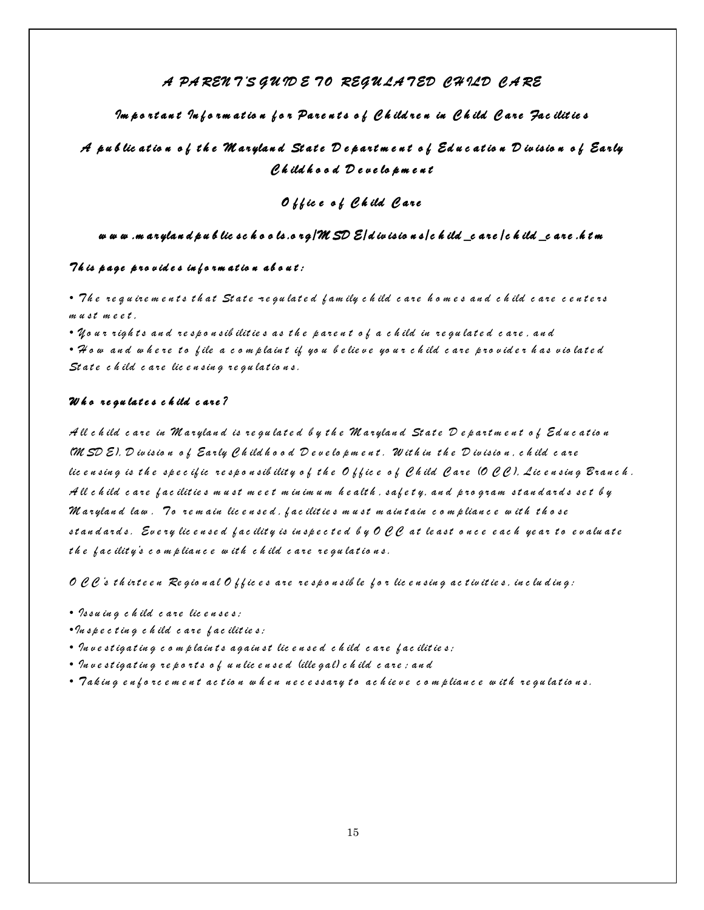# A PARENT'S GUIDE TO REGULATED CHILD CARE

## Important Information for Parents of Children in Child Care Facilities

## A publication of the Maryland State Department of Education Division of Early Childhood Development

## Office of Child Care

www.marylandpublicschools.org/MSDE/divisions/child_care/child_care.htm

### This page provides information about:

- The requirements that State-regulated family child care homes and child care centers must meet,
- Your rights and responsibilities as the parent of a child in regulated care, and
- How and where to file a complaint if you believe your child care provider has violated State child care licensing regulations.

### Who regulates child care?

All child care in Maryland is regulated by the Maryland State Department of Education (MSDE), Division of Early Childhood Development. Within the Division, child care licensing is the specific responsibility of the Office of Child Care (OCC), Licensing Branch. All child care facilities must meet minimum health, safety, and program standards set by Maryland law. To remain licensed, facilities must maintain compliance with those standards. Every licensed facility is inspected by OCC at least once each year to evaluate the facility's compliance with child care regulations.

OCC's thirteen Regional Offices are responsible for licensing activities, including:

- Issuing child care licenses;
- Inspecting child care facilities;
- Investigating complaints against licensed child care facilities;
- Investigating reports of unlicensed (illegal) child care; and
- Taking enforcement action when necessary to achieve compliance with regulations.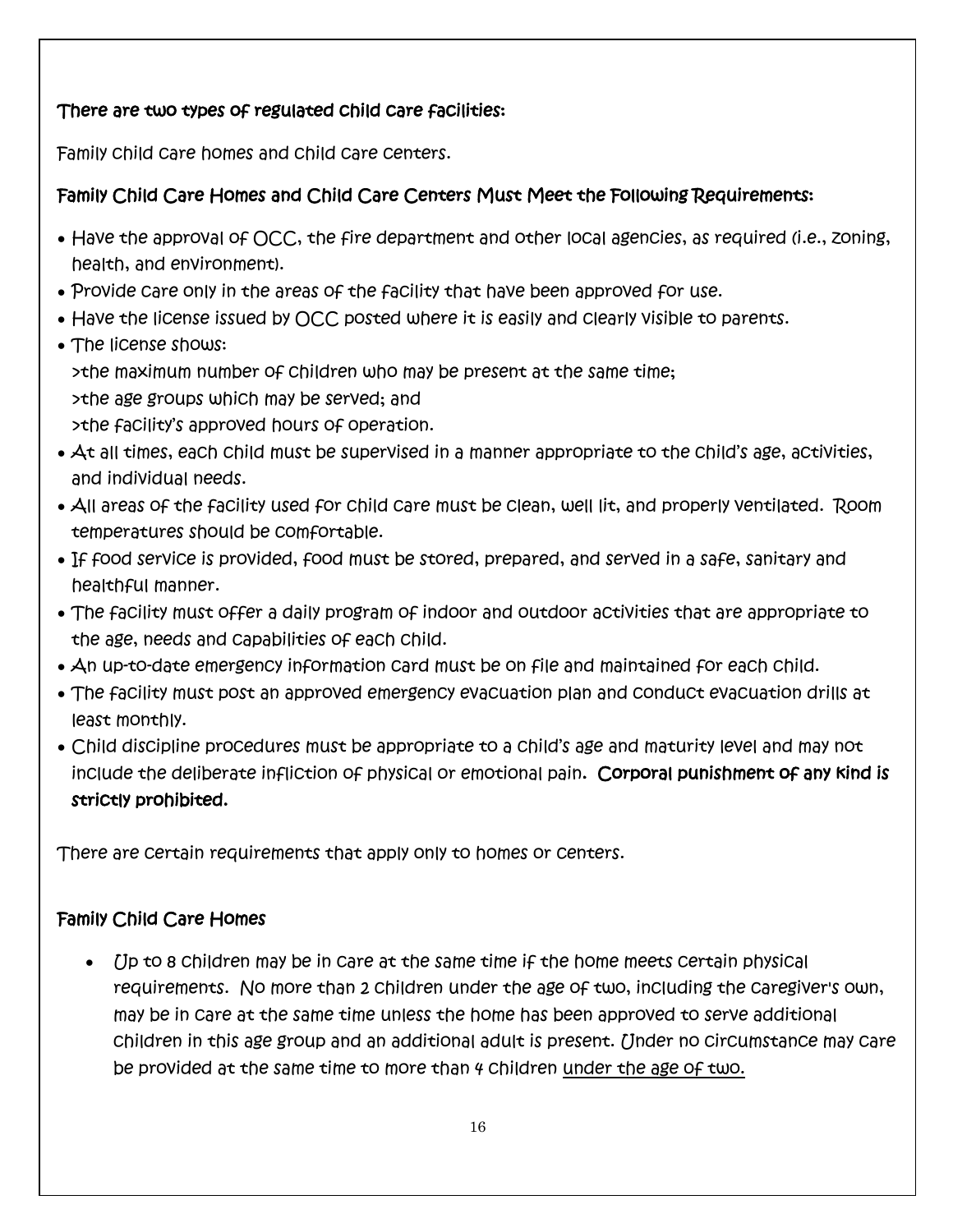**There are two types of regulated child care facilities:**

Family child care homes and child care centers.

**Family Child Care Homes and Child Care Centers Must Meet the Following Requirements:**

- Have the approval of OCC, the fire department and other local agencies, as required (i.e., zoning, health, and environment).
- Provide care only in the areas of the facility that have been approved for use.
- Have the license issued by OCC posted where it is easily and clearly visible to parents.
- The license shows:
  >the maximum number of children who may be present at the same time;
  >the age groups which may be served; and
  >the facility's approved hours of operation.
- At all times, each child must be supervised in a manner appropriate to the child's age, activities, and individual needs.
- All areas of the facility used for child care must be clean, well lit, and properly ventilated. Room temperatures should be comfortable.
- If food service is provided, food must be stored, prepared, and served in a safe, sanitary and healthful manner.
- The facility must offer a daily program of indoor and outdoor activities that are appropriate to the age, needs and capabilities of each child.
- An up-to-date emergency information card must be on file and maintained for each child.
- The facility must post an approved emergency evacuation plan and conduct evacuation drills at least monthly.
- Child discipline procedures must be appropriate to a child's age and maturity level and may not include the deliberate infliction of physical or emotional pain. **Corporal punishment of any kind is strictly prohibited.**

There are certain requirements that apply only to homes or centers.

**Family Child Care Homes**

- *Up to 8 children may be in care at the same time if the home meets certain physical requirements. No more than 2 children under the age of two, including the caregiver's own, may be in care at the same time unless the home has been approved to serve additional children in this age group and an additional adult is present. Under no circumstance may care be provided at the same time to more than 4 children* under the age of two.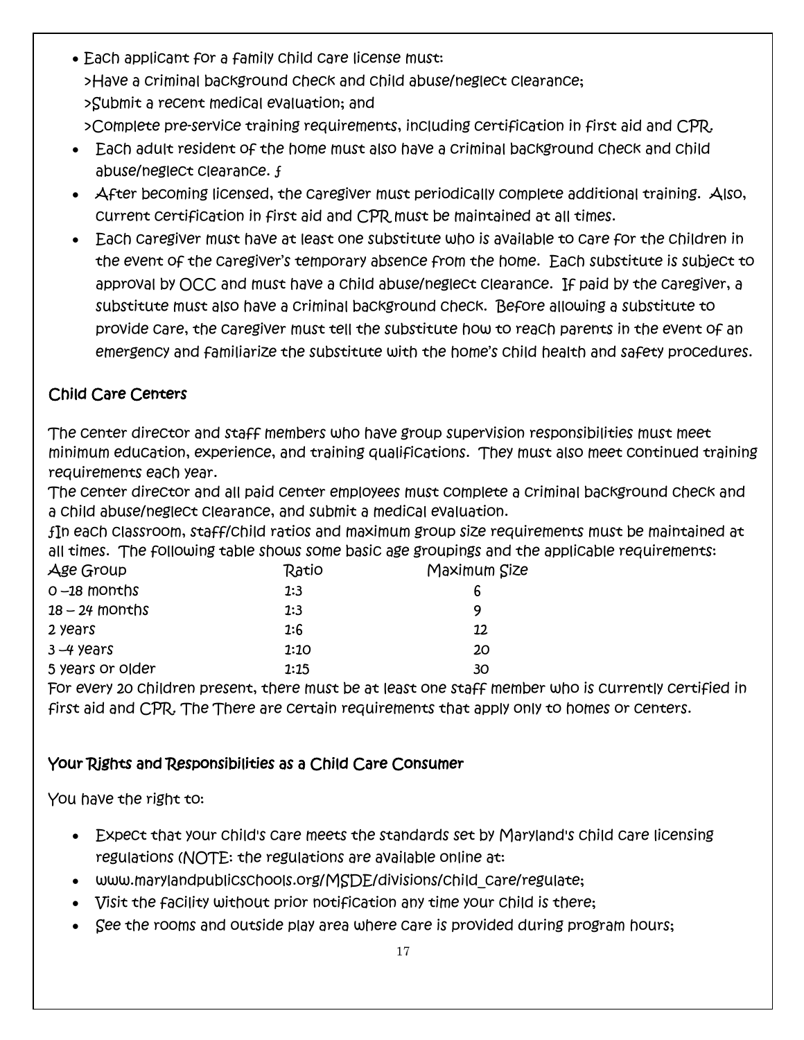- Each applicant for a family child care license must:
  >Have a criminal background check and child abuse/neglect clearance;
  >Submit a recent medical evaluation; and
  >Complete pre-service training requirements, including certification in first aid and CPR.
- Each adult resident of the home must also have a criminal background check and child abuse/neglect clearance. ƒ
- After becoming licensed, the caregiver must periodically complete additional training. Also, current certification in first aid and CPR must be maintained at all times.
- Each caregiver must have at least one substitute who is available to care for the children in the event of the caregiver's temporary absence from the home. Each substitute is subject to approval by OCC and must have a child abuse/neglect clearance. If paid by the caregiver, a substitute must also have a criminal background check. Before allowing a substitute to provide care, the caregiver must tell the substitute how to reach parents in the event of an emergency and familiarize the substitute with the home's child health and safety procedures.

## Child Care Centers

The center director and staff members who have group supervision responsibilities must meet minimum education, experience, and training qualifications. They must also meet continued training requirements each year.

The center director and all paid center employees must complete a criminal background check and a child abuse/neglect clearance, and submit a medical evaluation.

ƒIn each classroom, staff/child ratios and maximum group size requirements must be maintained at all times. The following table shows some basic age groupings and the applicable requirements:

| Age Group | Ratio | Maximum Size |
|---|---|---|
| 0 –18 months | 1:3 | 6 |
| 18 – 24 months | 1:3 | 9 |
| 2 years | 1:6 | 12 |
| 3 –4 years | 1:10 | 20 |
| 5 years or older | 1:15 | 30 |

For every 20 children present, there must be at least one staff member who is currently certified in first aid and CPR. The There are certain requirements that apply only to homes or centers.

## Your Rights and Responsibilities as a Child Care Consumer

You have the right to:

- Expect that your child's care meets the standards set by Maryland's child care licensing regulations (NOTE: the regulations are available online at:
- www.marylandpublicschools.org/MSDE/divisions/child_care/regulate;
- Visit the facility without prior notification any time your child is there;
- See the rooms and outside play area where care is provided during program hours;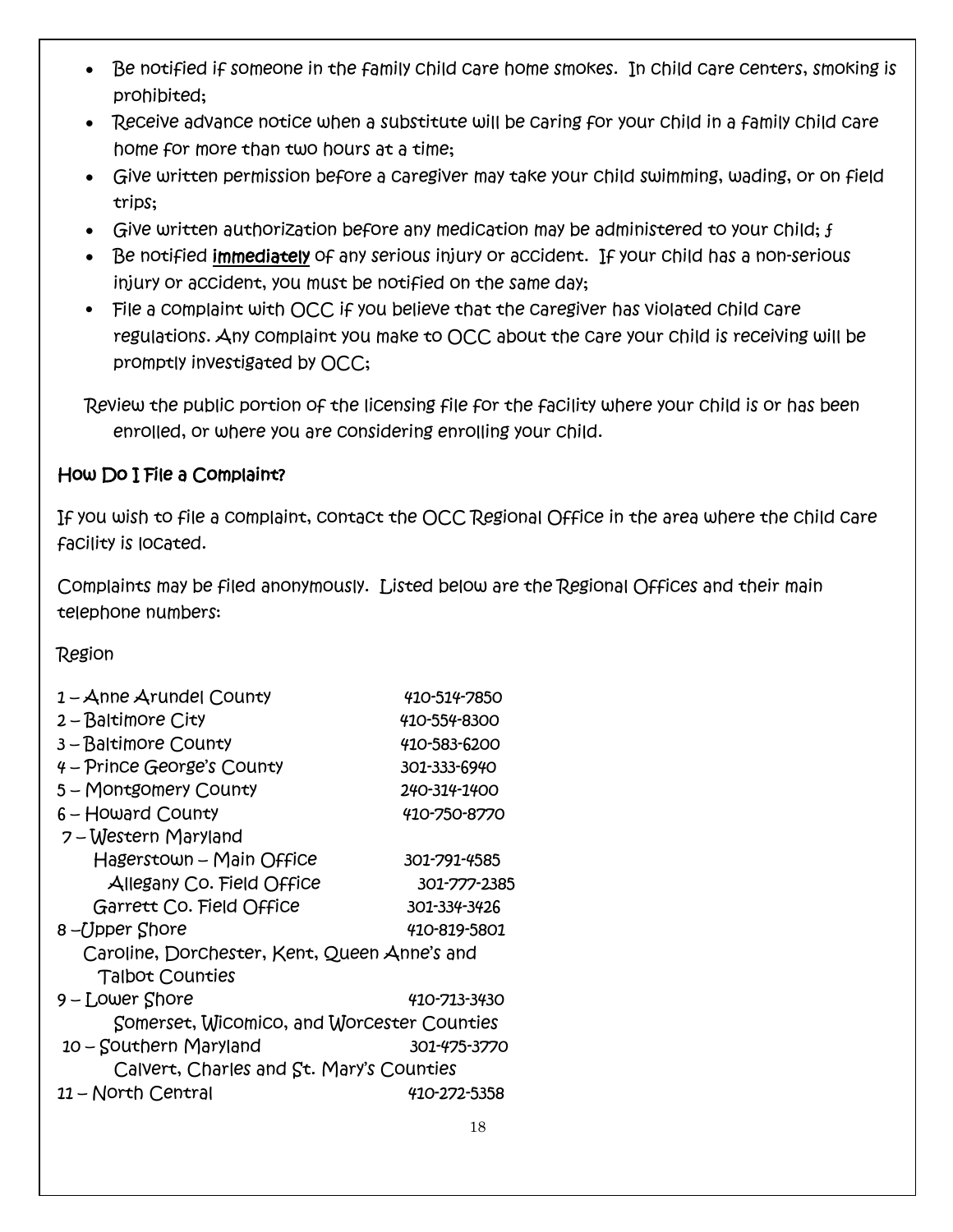- Be notified if someone in the family child care home smokes. In child care centers, smoking is prohibited;
- Receive advance notice when a substitute will be caring for your child in a family child care home for more than two hours at a time;
- Give written permission before a caregiver may take your child swimming, wading, or on field trips;
- Give written authorization before any medication may be administered to your child; f
- Be notified **immediately** of any serious injury or accident. If your child has a non-serious injury or accident, you must be notified on the same day;
- File a complaint with OCC if you believe that the caregiver has violated child care regulations. Any complaint you make to OCC about the care your child is receiving will be promptly investigated by OCC;

Review the public portion of the licensing file for the facility where your child is or has been enrolled, or where you are considering enrolling your child.

## How Do I File a Complaint?

If you wish to file a complaint, contact the OCC Regional Office in the area where the child care facility is located.

Complaints may be filed anonymously. Listed below are the Regional Offices and their main telephone numbers:

Region

| | |
|---|---|
| 1 – Anne Arundel County | 410-514-7850 |
| 2 – Baltimore City | 410-554-8300 |
| 3 – Baltimore County | 410-583-6200 |
| 4 – Prince George's County | 301-333-6940 |
| 5 – Montgomery County | 240-314-1400 |
| 6 – Howard County | 410-750-8770 |
| 7 – Western Maryland | |
| Hagerstown – Main Office | 301-791-4585 |
| Allegany Co. Field Office | 301-777-2385 |
| Garrett Co. Field Office | 301-334-3426 |
| 8 – Upper Shore | 410-819-5801 |
| Caroline, Dorchester, Kent, Queen Anne's and Talbot Counties | |
| 9 – Lower Shore | 410-713-3430 |
| Somerset, Wicomico, and Worcester Counties | |
| 10 – Southern Maryland | 301-475-3770 |
| Calvert, Charles and St. Mary's Counties | |
| 11 – North Central | 410-272-5358 |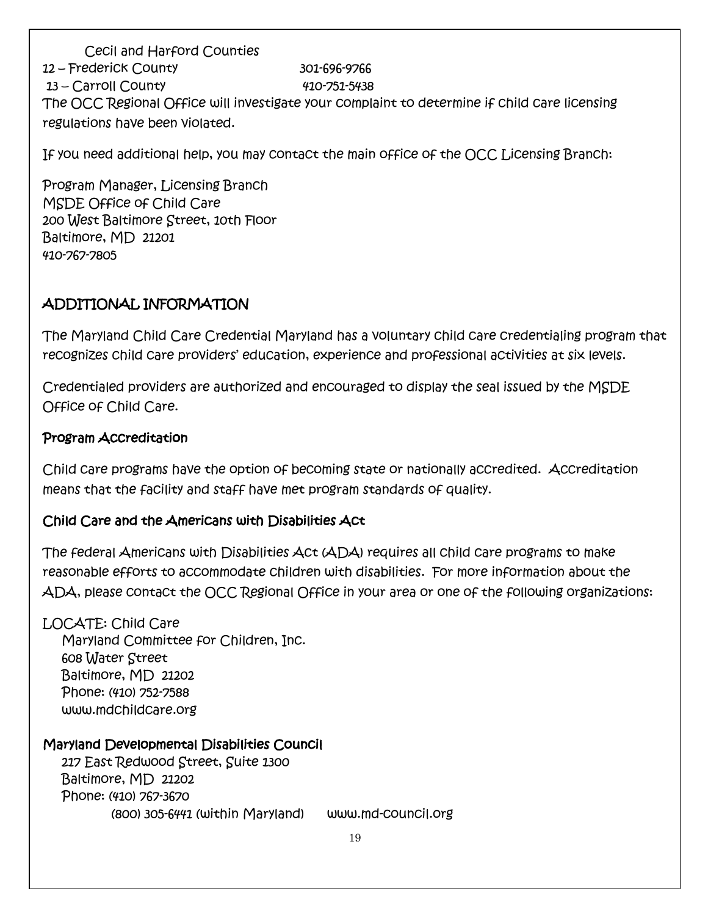Cecil and Harford Counties

12 – Frederick County 301-696-9766

13 – Carroll County 410-751-5438

The OCC Regional Office will investigate your complaint to determine if child care licensing regulations have been violated.

If you need additional help, you may contact the main office of the OCC Licensing Branch:

Program Manager, Licensing Branch
MSDE Office of Child Care
200 West Baltimore Street, 10th Floor
Baltimore, MD 21201
410-767-7805

## ADDITIONAL INFORMATION

The Maryland Child Care Credential Maryland has a voluntary child care credentialing program that recognizes child care providers' education, experience and professional activities at six levels.

Credentialed providers are authorized and encouraged to display the seal issued by the MSDE Office of Child Care.

### Program Accreditation

Child care programs have the option of becoming state or nationally accredited. Accreditation means that the facility and staff have met program standards of quality.

### Child Care and the Americans with Disabilities Act

The federal Americans with Disabilities Act (ADA) requires all child care programs to make reasonable efforts to accommodate children with disabilities. For more information about the ADA, please contact the OCC Regional Office in your area or one of the following organizations:

LOCATE: Child Care
Maryland Committee for Children, Inc.
608 Water Street
Baltimore, MD 21202
Phone: (410) 752-7588
www.mdchildcare.org

**Maryland Developmental Disabilities Council**
217 East Redwood Street, Suite 1300
Baltimore, MD 21202
Phone: (410) 767-3670
(800) 305-6441 (within Maryland) www.md-council.org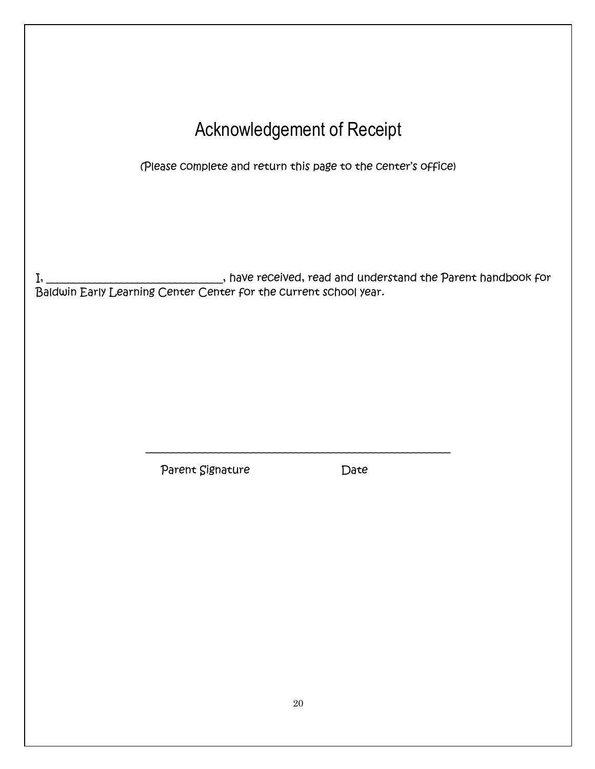# Acknowledgement of Receipt

(Please complete and return this page to the center's office)

I, _______________________________, have received, read and understand the Parent handbook for Baldwin Early Learning Center Center for the current school year.

_______________________________________________________

Parent Signature                    Date